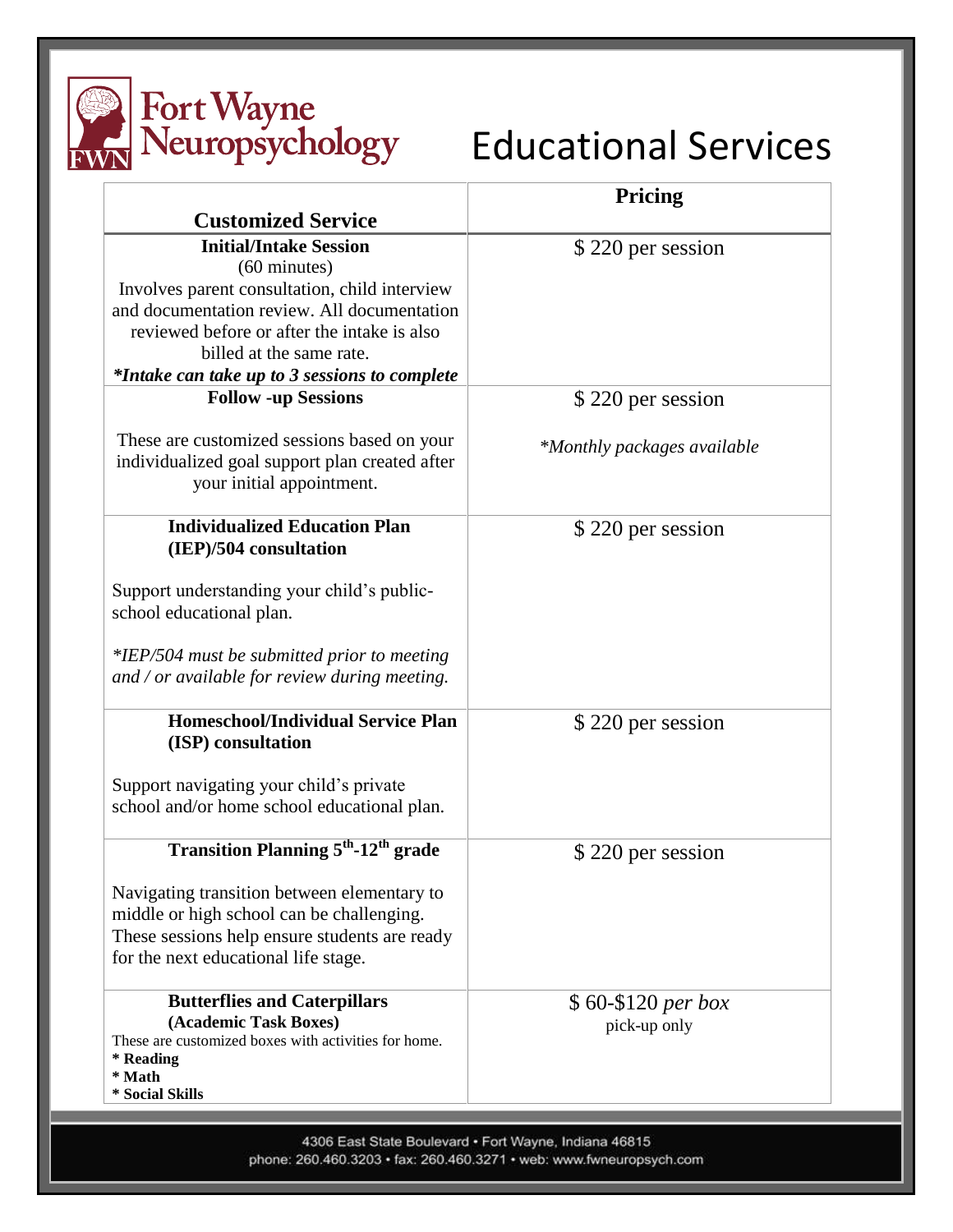# Fort Wayne Neuropsychology

# Educational Services

| Customized Service | Pricing |
|---|---|
| **Initial/Intake Session** (60 minutes) Involves parent consultation, child interview and documentation review. All documentation reviewed before or after the intake is also billed at the same rate. ***Intake can take up to 3 sessions to complete** | $ 220 per session |
| **Follow -up Sessions** These are customized sessions based on your individualized goal support plan created after your initial appointment. | $ 220 per session *\*Monthly packages available* |
| **Individualized Education Plan (IEP)/504 consultation** Support understanding your child's public-school educational plan. *\*IEP/504 must be submitted prior to meeting and / or available for review during meeting.* | $ 220 per session |
| **Homeschool/Individual Service Plan (ISP) consultation** Support navigating your child's private school and/or home school educational plan. | $ 220 per session |
| **Transition Planning 5th-12th grade** Navigating transition between elementary to middle or high school can be challenging. These sessions help ensure students are ready for the next educational life stage. | $ 220 per session |
| **Butterflies and Caterpillars (Academic Task Boxes)** These are customized boxes with activities for home. **\* Reading** **\* Math** **\* Social Skills** | $ 60-$120 *per box* pick-up only |

4306 East State Boulevard • Fort Wayne, Indiana 46815
phone: 260.460.3203 • fax: 260.460.3271 • web: www.fwneuropsych.com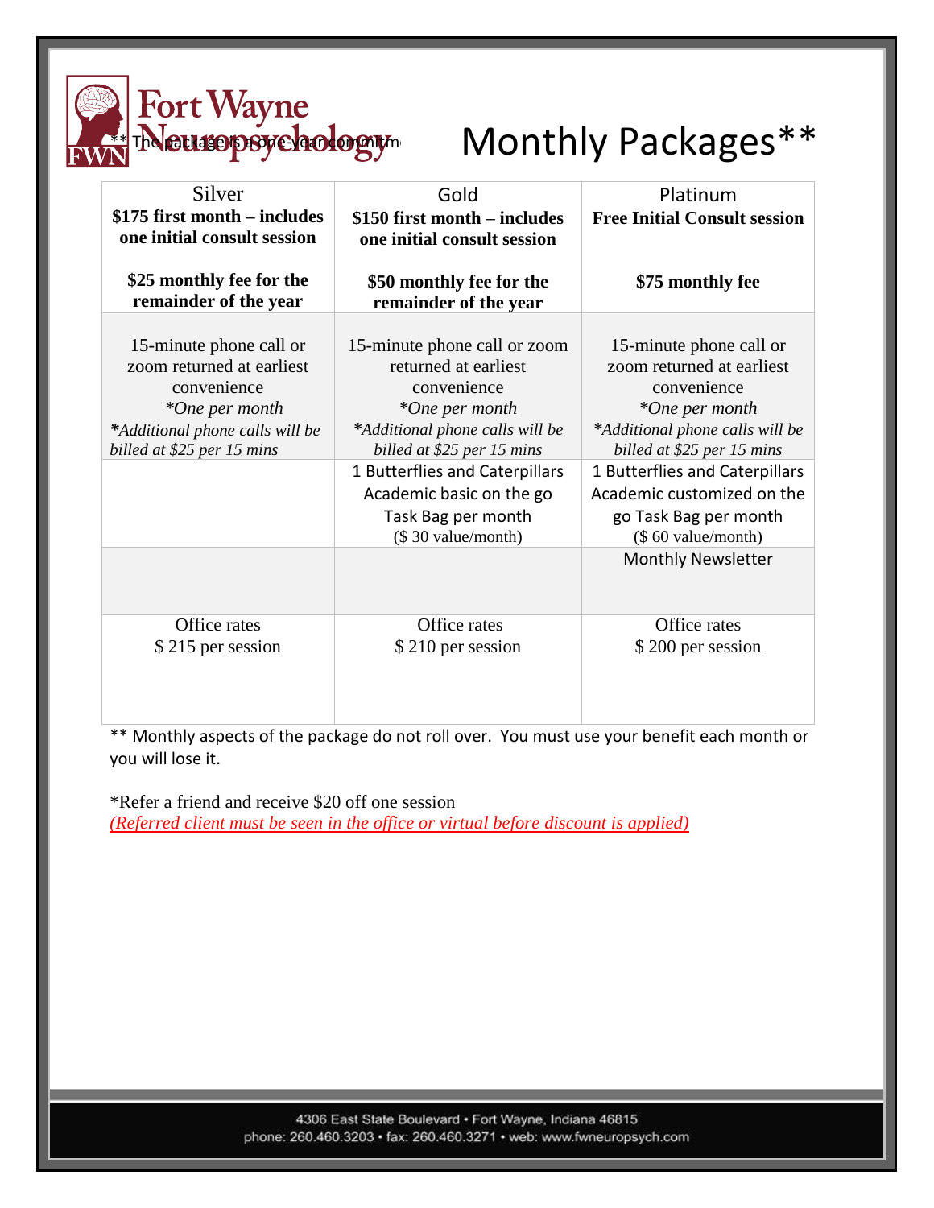Fort Wayne Neuropsychology

** The package is a one-year commitment

# Monthly Packages**

| Silver | Gold | Platinum |
|---|---|---|
| **$175 first month – includes one initial consult session**<br><br>**$25 monthly fee for the remainder of the year** | **$150 first month – includes one initial consult session**<br><br>**$50 monthly fee for the remainder of the year** | **Free Initial Consult session**<br><br>**$75 monthly fee** |
| 15-minute phone call or zoom returned at earliest convenience<br>*\*One per month*<br>***Additional phone calls will be billed at $25 per 15 mins* | 15-minute phone call or zoom returned at earliest convenience<br>*\*One per month*<br>*\*Additional phone calls will be billed at $25 per 15 mins* | 15-minute phone call or zoom returned at earliest convenience<br>*\*One per month*<br>*\*Additional phone calls will be billed at $25 per 15 mins* |
| | 1 Butterflies and Caterpillars Academic basic on the go Task Bag per month<br>($ 30 value/month) | 1 Butterflies and Caterpillars Academic customized on the go Task Bag per month<br>($ 60 value/month) |
| | | Monthly Newsletter |
| Office rates<br>$ 215 per session | Office rates<br>$ 210 per session | Office rates<br>$ 200 per session |

** Monthly aspects of the package do not roll over. You must use your benefit each month or you will lose it.

*Refer a friend and receive $20 off one session
*(Referred client must be seen in the office or virtual before discount is applied)*

4306 East State Boulevard • Fort Wayne, Indiana 46815
phone: 260.460.3203 • fax: 260.460.3271 • web: www.fwneuropsych.com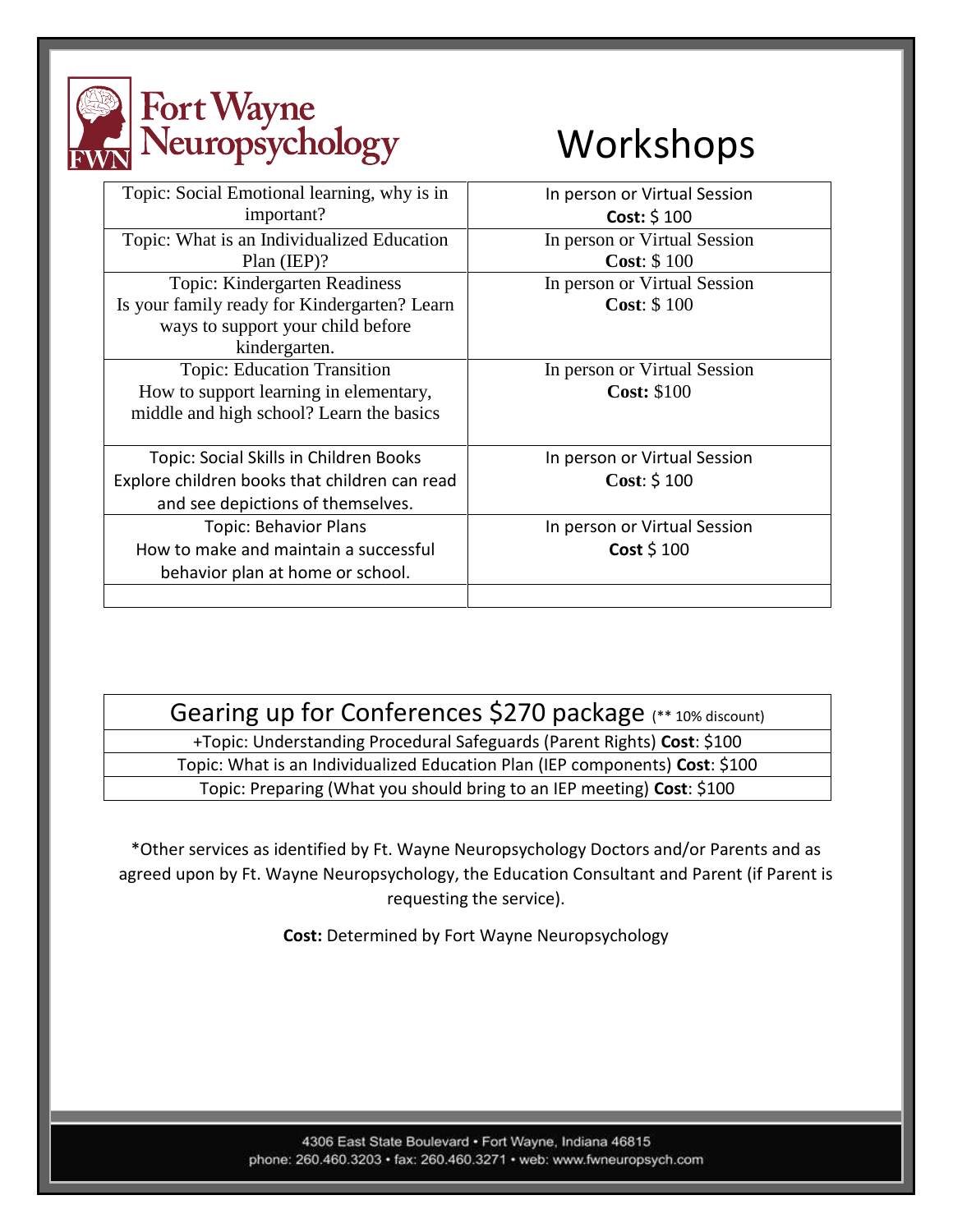# Fort Wayne Neuropsychology

# Workshops

| | |
|---|---|
| Topic: Social Emotional learning, why is in important? | In person or Virtual Session **Cost:** $ 100 |
| Topic: What is an Individualized Education Plan (IEP)? | In person or Virtual Session **Cost**: $ 100 |
| Topic: Kindergarten Readiness Is your family ready for Kindergarten? Learn ways to support your child before kindergarten. | In person or Virtual Session **Cost**: $ 100 |
| Topic: Education Transition How to support learning in elementary, middle and high school? Learn the basics | In person or Virtual Session **Cost:** $100 |
| Topic: Social Skills in Children Books Explore children books that children can read and see depictions of themselves. | In person or Virtual Session **Cost**: $ 100 |
| Topic: Behavior Plans How to make and maintain a successful behavior plan at home or school. | In person or Virtual Session **Cost** $ 100 |
| | |

| Gearing up for Conferences $270 package (** 10% discount) |
|---|
| +Topic: Understanding Procedural Safeguards (Parent Rights) **Cost**: $100 |
| Topic: What is an Individualized Education Plan (IEP components) **Cost**: $100 |
| Topic: Preparing (What you should bring to an IEP meeting) **Cost**: $100 |

*Other services as identified by Ft. Wayne Neuropsychology Doctors and/or Parents and as agreed upon by Ft. Wayne Neuropsychology, the Education Consultant and Parent (if Parent is requesting the service).

**Cost:** Determined by Fort Wayne Neuropsychology

4306 East State Boulevard • Fort Wayne, Indiana 46815
phone: 260.460.3203 • fax: 260.460.3271 • web: www.fwneuropsych.com